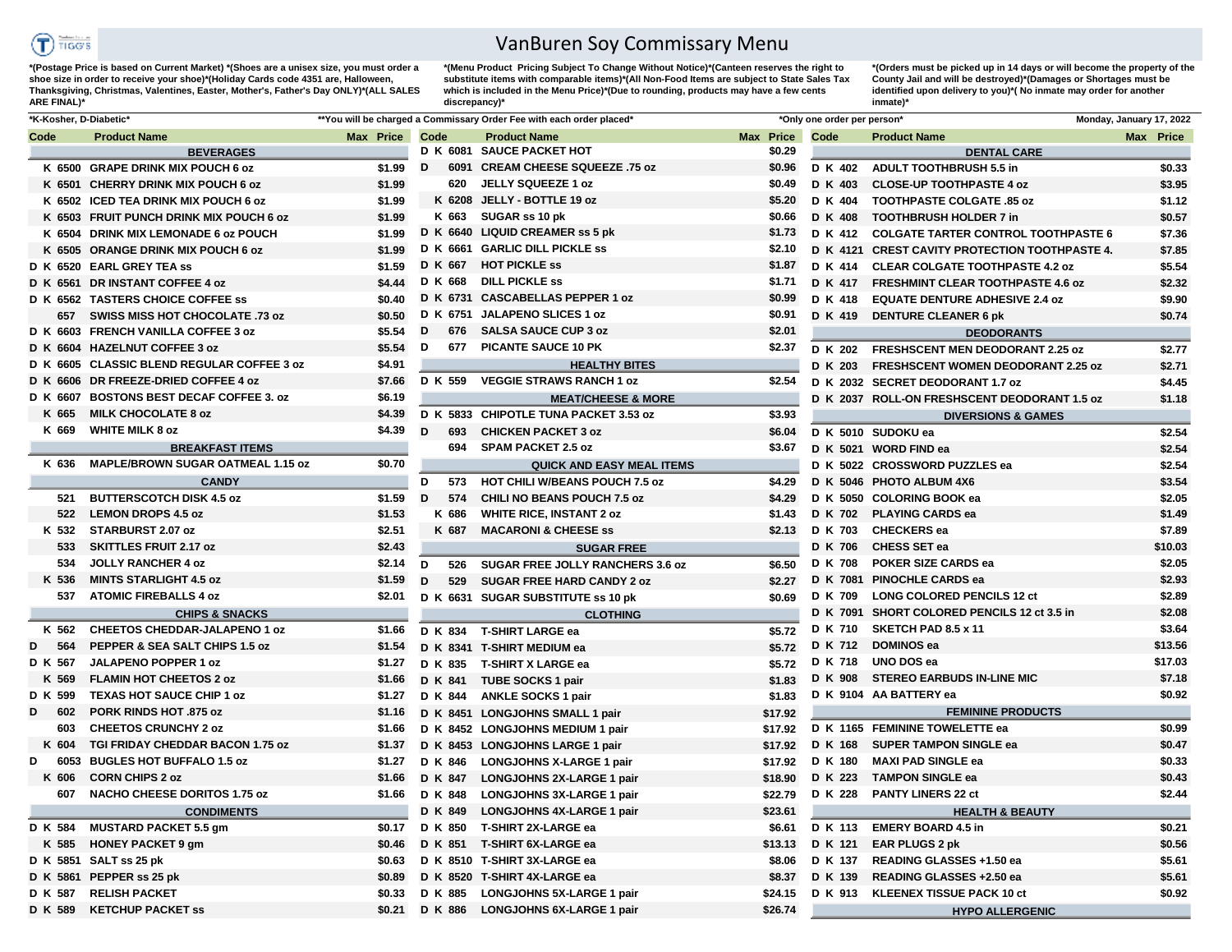# VanBuren Soy Commissary Menu

*(Postage Price is based on Current Market) *(Shoes are a unisex size, you must order a shoe size in order to receive your shoe)*(Holiday Cards code 4351 are, Halloween, Thanksgiving, Christmas, Valentines, Easter, Mother's, Father's Day ONLY)*(ALL SALES ARE FINAL)*

*(Menu Product Pricing Subject To Change Without Notice)*(Canteen reserves the right to substitute items with comparable items)*(All Non-Food Items are subject to State Sales Tax which is included in the Menu Price)*(Due to rounding, products may have a few cents discrepancy)*

*(Orders must be picked up in 14 days or will become the property of the County Jail and will be destroyed)*(Damages or Shortages must be identified upon delivery to you)*( No inmate may order for another inmate)*

*K-Kosher, D-Diabetic* | **You will be charged a Commissary Order Fee with each order placed* | *Only one order per person* | Monday, January 17, 2022

| Code | Product Name | Max | Price |
|---|---|---|---|
| | **BEVERAGES** | | |
| K 6500 | GRAPE DRINK MIX POUCH 6 oz | | $1.99 |
| K 6501 | CHERRY DRINK MIX POUCH 6 oz | | $1.99 |
| K 6502 | ICED TEA DRINK MIX POUCH 6 oz | | $1.99 |
| K 6503 | FRUIT PUNCH DRINK MIX POUCH 6 oz | | $1.99 |
| K 6504 | DRINK MIX LEMONADE 6 oz POUCH | | $1.99 |
| K 6505 | ORANGE DRINK MIX POUCH 6 oz | | $1.99 |
| D K 6520 | EARL GREY TEA ss | | $1.59 |
| D K 6561 | DR INSTANT COFFEE 4 oz | | $4.44 |
| D K 6562 | TASTERS CHOICE COFFEE ss | | $0.40 |
| 657 | SWISS MISS HOT CHOCOLATE .73 oz | | $0.50 |
| D K 6603 | FRENCH VANILLA COFFEE 3 oz | | $5.54 |
| D K 6604 | HAZELNUT COFFEE 3 oz | | $5.54 |
| D K 6605 | CLASSIC BLEND REGULAR COFFEE 3 oz | | $4.91 |
| D K 6606 | DR FREEZE-DRIED COFFEE 4 oz | | $7.66 |
| D K 6607 | BOSTONS BEST DECAF COFFEE 3. oz | | $6.19 |
| K 665 | MILK CHOCOLATE 8 oz | | $4.39 |
| K 669 | WHITE MILK 8 oz | | $4.39 |
| | **BREAKFAST ITEMS** | | |
| K 636 | MAPLE/BROWN SUGAR OATMEAL 1.15 oz | | $0.70 |
| | **CANDY** | | |
| 521 | BUTTERSCOTCH DISK 4.5 oz | | $1.59 |
| 522 | LEMON DROPS 4.5 oz | | $1.53 |
| K 532 | STARBURST 2.07 oz | | $2.51 |
| 533 | SKITTLES FRUIT 2.17 oz | | $2.43 |
| 534 | JOLLY RANCHER 4 oz | | $2.14 |
| K 536 | MINTS STARLIGHT 4.5 oz | | $1.59 |
| 537 | ATOMIC FIREBALLS 4 oz | | $2.01 |
| | **CHIPS & SNACKS** | | |
| K 562 | CHEETOS CHEDDAR-JALAPENO 1 oz | | $1.66 |
| D 564 | PEPPER & SEA SALT CHIPS 1.5 oz | | $1.54 |
| D K 567 | JALAPENO POPPER 1 oz | | $1.27 |
| K 569 | FLAMIN HOT CHEETOS 2 oz | | $1.66 |
| D K 599 | TEXAS HOT SAUCE CHIP 1 oz | | $1.27 |
| D 602 | PORK RINDS HOT .875 oz | | $1.16 |
| 603 | CHEETOS CRUNCHY 2 oz | | $1.66 |
| K 604 | TGI FRIDAY CHEDDAR BACON 1.75 oz | | $1.37 |
| D 6053 | BUGLES HOT BUFFALO 1.5 oz | | $1.27 |
| K 606 | CORN CHIPS 2 oz | | $1.66 |
| 607 | NACHO CHEESE DORITOS 1.75 oz | | $1.66 |
| | **CONDIMENTS** | | |
| D K 584 | MUSTARD PACKET 5.5 gm | | $0.17 |
| K 585 | HONEY PACKET 9 gm | | $0.46 |
| D K 5851 | SALT ss 25 pk | | $0.63 |
| D K 5861 | PEPPER ss 25 pk | | $0.89 |
| D K 587 | RELISH PACKET | | $0.33 |
| D K 589 | KETCHUP PACKET ss | | $0.21 |
| D K 6081 | SAUCE PACKET HOT | | $0.29 |
| D 6091 | CREAM CHEESE SQUEEZE .75 oz | | $0.96 |
| 620 | JELLY SQUEEZE 1 oz | | $0.49 |
| K 6208 | JELLY - BOTTLE 19 oz | | $5.20 |
| K 663 | SUGAR ss 10 pk | | $0.66 |
| D K 6640 | LIQUID CREAMER ss 5 pk | | $1.73 |
| D K 6661 | GARLIC DILL PICKLE ss | | $2.10 |
| D K 667 | HOT PICKLE ss | | $1.87 |
| D K 668 | DILL PICKLE ss | | $1.71 |
| D K 6731 | CASCABELLAS PEPPER 1 oz | | $0.99 |
| D K 6751 | JALAPENO SLICES 1 oz | | $0.91 |
| D 676 | SALSA SAUCE CUP 3 oz | | $2.01 |
| D 677 | PICANTE SAUCE 10 PK | | $2.37 |
| | **HEALTHY BITES** | | |
| D K 559 | VEGGIE STRAWS RANCH 1 oz | | $2.54 |
| | **MEAT/CHEESE & MORE** | | |
| D K 5833 | CHIPOTLE TUNA PACKET 3.53 oz | | $3.93 |
| D 693 | CHICKEN PACKET 3 oz | | $6.04 |
| 694 | SPAM PACKET 2.5 oz | | $3.67 |
| | **QUICK AND EASY MEAL ITEMS** | | |
| D 573 | HOT CHILI W/BEANS POUCH 7.5 oz | | $4.29 |
| D 574 | CHILI NO BEANS POUCH 7.5 oz | | $4.29 |
| K 686 | WHITE RICE, INSTANT 2 oz | | $1.43 |
| K 687 | MACARONI & CHEESE ss | | $2.13 |
| | **SUGAR FREE** | | |
| D 526 | SUGAR FREE JOLLY RANCHERS 3.6 oz | | $6.50 |
| D 529 | SUGAR FREE HARD CANDY 2 oz | | $2.27 |
| D K 6631 | SUGAR SUBSTITUTE ss 10 pk | | $0.69 |
| | **CLOTHING** | | |
| D K 834 | T-SHIRT LARGE ea | | $5.72 |
| D K 8341 | T-SHIRT MEDIUM ea | | $5.72 |
| D K 835 | T-SHIRT X LARGE ea | | $5.72 |
| D K 841 | TUBE SOCKS 1 pair | | $1.83 |
| D K 844 | ANKLE SOCKS 1 pair | | $1.83 |
| D K 8451 | LONGJOHNS SMALL 1 pair | | $17.92 |
| D K 8452 | LONGJOHNS MEDIUM 1 pair | | $17.92 |
| D K 8453 | LONGJOHNS LARGE 1 pair | | $17.92 |
| D K 846 | LONGJOHNS X-LARGE 1 pair | | $17.92 |
| D K 847 | LONGJOHNS 2X-LARGE 1 pair | | $18.90 |
| D K 848 | LONGJOHNS 3X-LARGE 1 pair | | $22.79 |
| D K 849 | LONGJOHNS 4X-LARGE 1 pair | | $23.61 |
| D K 850 | T-SHIRT 2X-LARGE ea | | $6.61 |
| D K 851 | T-SHIRT 6X-LARGE ea | | $13.13 |
| D K 8510 | T-SHIRT 3X-LARGE ea | | $8.06 |
| D K 8520 | T-SHIRT 4X-LARGE ea | | $8.37 |
| D K 885 | LONGJOHNS 5X-LARGE 1 pair | | $24.15 |
| D K 886 | LONGJOHNS 6X-LARGE 1 pair | | $26.74 |
| | **DENTAL CARE** | | |
| D K 402 | ADULT TOOTHBRUSH 5.5 in | | $0.33 |
| D K 403 | CLOSE-UP TOOTHPASTE 4 oz | | $3.95 |
| D K 404 | TOOTHPASTE COLGATE .85 oz | | $1.12 |
| D K 408 | TOOTHBRUSH HOLDER 7 in | | $0.57 |
| D K 412 | COLGATE TARTER CONTROL TOOTHPASTE 6 | | $7.36 |
| D K 4121 | CREST CAVITY PROTECTION TOOTHPASTE 4. | | $7.85 |
| D K 414 | CLEAR COLGATE TOOTHPASTE 4.2 oz | | $5.54 |
| D K 417 | FRESHMINT CLEAR TOOTHPASTE 4.6 oz | | $2.32 |
| D K 418 | EQUATE DENTURE ADHESIVE 2.4 oz | | $9.90 |
| D K 419 | DENTURE CLEANER 6 pk | | $0.74 |
| | **DEODORANTS** | | |
| D K 202 | FRESHSCENT MEN DEODORANT 2.25 oz | | $2.77 |
| D K 203 | FRESHSCENT WOMEN DEODORANT 2.25 oz | | $2.71 |
| D K 2032 | SECRET DEODORANT 1.7 oz | | $4.45 |
| D K 2037 | ROLL-ON FRESHSCENT DEODORANT 1.5 oz | | $1.18 |
| | **DIVERSIONS & GAMES** | | |
| D K 5010 | SUDOKU ea | | $2.54 |
| D K 5021 | WORD FIND ea | | $2.54 |
| D K 5022 | CROSSWORD PUZZLES ea | | $2.54 |
| D K 5046 | PHOTO ALBUM 4X6 | | $3.54 |
| D K 5050 | COLORING BOOK ea | | $2.05 |
| D K 702 | PLAYING CARDS ea | | $1.49 |
| D K 703 | CHECKERS ea | | $7.89 |
| D K 706 | CHESS SET ea | | $10.03 |
| D K 708 | POKER SIZE CARDS ea | | $2.05 |
| D K 7081 | PINOCHLE CARDS ea | | $2.93 |
| D K 709 | LONG COLORED PENCILS 12 ct | | $2.89 |
| D K 7091 | SHORT COLORED PENCILS 12 ct 3.5 in | | $2.08 |
| D K 710 | SKETCH PAD 8.5 x 11 | | $3.64 |
| D K 712 | DOMINOS ea | | $13.56 |
| D K 718 | UNO DOS ea | | $17.03 |
| D K 908 | STEREO EARBUDS IN-LINE MIC | | $7.18 |
| D K 9104 | AA BATTERY ea | | $0.92 |
| | **FEMININE PRODUCTS** | | |
| D K 1165 | FEMININE TOWELETTE ea | | $0.99 |
| D K 168 | SUPER TAMPON SINGLE ea | | $0.47 |
| D K 180 | MAXI PAD SINGLE ea | | $0.33 |
| D K 223 | TAMPON SINGLE ea | | $0.43 |
| D K 228 | PANTY LINERS 22 ct | | $2.44 |
| | **HEALTH & BEAUTY** | | |
| D K 113 | EMERY BOARD 4.5 in | | $0.21 |
| D K 121 | EAR PLUGS 2 pk | | $0.56 |
| D K 137 | READING GLASSES +1.50 ea | | $5.61 |
| D K 139 | READING GLASSES +2.50 ea | | $5.61 |
| D K 913 | KLEENEX TISSUE PACK 10 ct | | $0.92 |
| | **HYPO ALLERGENIC** | | |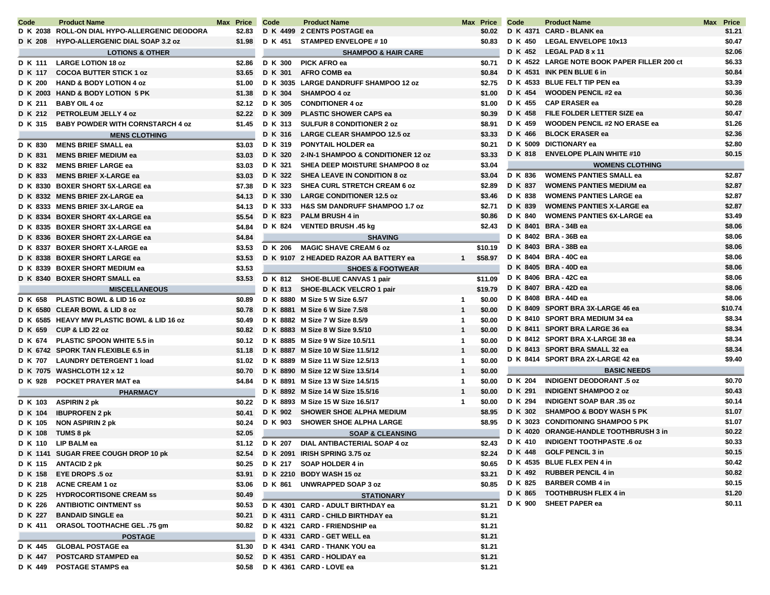| Code | Product Name | Max | Price |
|---|---|---|---|
| D K 2038 | ROLL-ON DIAL HYPO-ALLERGENIC DEODORA | | $2.83 |
| D K 208 | HYPO-ALLERGENIC DIAL SOAP 3.2 oz | | $1.98 |
| | **LOTIONS & OTHER** | | |
| D K 111 | LARGE LOTION 18 oz | | $2.86 |
| D K 117 | COCOA BUTTER STICK 1 oz | | $3.65 |
| D K 200 | HAND & BODY LOTION 4 oz | | $1.00 |
| D K 2003 | HAND & BODY LOTION 5 PK | | $1.38 |
| D K 211 | BABY OIL 4 oz | | $2.12 |
| D K 212 | PETROLEUM JELLY 4 oz | | $2.22 |
| D K 315 | BABY POWDER WITH CORNSTARCH 4 oz | | $1.45 |
| | **MENS CLOTHING** | | |
| D K 830 | MENS BRIEF SMALL ea | | $3.03 |
| D K 831 | MENS BRIEF MEDIUM ea | | $3.03 |
| D K 832 | MENS BRIEF LARGE ea | | $3.03 |
| D K 833 | MENS BRIEF X-LARGE ea | | $3.03 |
| D K 8330 | BOXER SHORT 5X-LARGE ea | | $7.38 |
| D K 8332 | MENS BRIEF 2X-LARGE ea | | $4.13 |
| D K 8333 | MENS BRIEF 3X-LARGE ea | | $4.13 |
| D K 8334 | BOXER SHORT 4X-LARGE ea | | $5.54 |
| D K 8335 | BOXER SHORT 3X-LARGE ea | | $4.84 |
| D K 8336 | BOXER SHORT 2X-LARGE ea | | $4.84 |
| D K 8337 | BOXER SHORT X-LARGE ea | | $3.53 |
| D K 8338 | BOXER SHORT LARGE ea | | $3.53 |
| D K 8339 | BOXER SHORT MEDIUM ea | | $3.53 |
| D K 8340 | BOXER SHORT SMALL ea | | $3.53 |
| | **MISCELLANEOUS** | | |
| D K 658 | PLASTIC BOWL & LID 16 oz | | $0.89 |
| D K 6580 | CLEAR BOWL & LID 8 oz | | $0.78 |
| D K 6585 | HEAVY MW PLASTIC BOWL & LID 16 oz | | $0.49 |
| D K 659 | CUP & LID 22 oz | | $0.82 |
| D K 674 | PLASTIC SPOON WHITE 5.5 in | | $0.12 |
| D K 6742 | SPORK TAN FLEXIBLE 6.5 in | | $1.18 |
| D K 707 | LAUNDRY DETERGENT 1 load | | $1.02 |
| D K 7075 | WASHCLOTH 12 x 12 | | $0.70 |
| D K 928 | POCKET PRAYER MAT ea | | $4.84 |
| | **PHARMACY** | | |
| D K 103 | ASPIRIN 2 pk | | $0.22 |
| D K 104 | IBUPROFEN 2 pk | | $0.41 |
| D K 105 | NON ASPIRIN 2 pk | | $0.24 |
| D K 108 | TUMS 8 pk | | $2.05 |
| D K 110 | LIP BALM ea | | $1.12 |
| D K 1141 | SUGAR FREE COUGH DROP 10 pk | | $2.54 |
| D K 115 | ANTACID 2 pk | | $0.25 |
| D K 158 | EYE DROPS .5 oz | | $3.91 |
| D K 218 | ACNE CREAM 1 oz | | $3.06 |
| D K 225 | HYDROCORTISONE CREAM ss | | $0.49 |
| D K 226 | ANTIBIOTIC OINTMENT ss | | $0.53 |
| D K 227 | BANDAID SINGLE ea | | $0.21 |
| D K 411 | ORASOL TOOTHACHE GEL .75 gm | | $0.82 |
| | **POSTAGE** | | |
| D K 445 | GLOBAL POSTAGE ea | | $1.30 |
| D K 447 | POSTCARD STAMPED ea | | $0.52 |
| D K 449 | POSTAGE STAMPS ea | | $0.58 |
| D K 4499 | 2 CENTS POSTAGE ea | | $0.02 |
| D K 451 | STAMPED ENVELOPE # 10 | | $0.83 |
| | **SHAMPOO & HAIR CARE** | | |
| D K 300 | PICK AFRO ea | | $0.71 |
| D K 301 | AFRO COMB ea | | $0.84 |
| D K 3035 | LARGE DANDRUFF SHAMPOO 12 oz | | $2.75 |
| D K 304 | SHAMPOO 4 oz | | $1.00 |
| D K 305 | CONDITIONER 4 oz | | $1.00 |
| D K 309 | PLASTIC SHOWER CAPS ea | | $0.39 |
| D K 313 | SULFUR 8 CONDITIONER 2 oz | | $8.91 |
| D K 316 | LARGE CLEAR SHAMPOO 12.5 oz | | $3.33 |
| D K 319 | PONYTAIL HOLDER ea | | $0.21 |
| D K 320 | 2-IN-1 SHAMPOO & CONDITIONER 12 oz | | $3.33 |
| D K 321 | SHEA DEEP MOISTURE SHAMPOO 8 oz | | $3.04 |
| D K 322 | SHEA LEAVE IN CONDITION 8 oz | | $3.04 |
| D K 323 | SHEA CURL STRETCH CREAM 6 oz | | $2.89 |
| D K 330 | LARGE CONDITIONER 12.5 oz | | $3.46 |
| D K 333 | H&S SM DANDRUFF SHAMPOO 1.7 oz | | $2.71 |
| D K 823 | PALM BRUSH 4 in | | $0.86 |
| D K 824 | VENTED BRUSH .45 kg | | $2.43 |
| | **SHAVING** | | |
| D K 206 | MAGIC SHAVE CREAM 6 oz | | $10.19 |
| D K 9107 | 2 HEADED RAZOR AA BATTERY ea | 1 | $58.97 |
| | **SHOES & FOOTWEAR** | | |
| D K 812 | SHOE-BLUE CANVAS 1 pair | | $11.09 |
| D K 813 | SHOE-BLACK VELCRO 1 pair | | $19.79 |
| D K 8880 | M Size 5 W Size 6.5/7 | 1 | $0.00 |
| D K 8881 | M Size 6 W Size 7.5/8 | 1 | $0.00 |
| D K 8882 | M Size 7 W Size 8.5/9 | 1 | $0.00 |
| D K 8883 | M Size 8 W Size 9.5/10 | 1 | $0.00 |
| D K 8885 | M Size 9 W Size 10.5/11 | 1 | $0.00 |
| D K 8887 | M Size 10 W Size 11.5/12 | 1 | $0.00 |
| D K 8889 | M Size 11 W Size 12.5/13 | 1 | $0.00 |
| D K 8890 | M Size 12 W Size 13.5/14 | 1 | $0.00 |
| D K 8891 | M Size 13 W Size 14.5/15 | 1 | $0.00 |
| D K 8892 | M Size 14 W Size 15.5/16 | 1 | $0.00 |
| D K 8893 | M Size 15 W Size 16.5/17 | 1 | $0.00 |
| D K 902 | SHOWER SHOE ALPHA MEDIUM | | $8.95 |
| D K 903 | SHOWER SHOE ALPHA LARGE | | $8.95 |
| | **SOAP & CLEANSING** | | |
| D K 207 | DIAL ANTIBACTERIAL SOAP 4 oz | | $2.43 |
| D K 2091 | IRISH SPRING 3.75 oz | | $2.24 |
| D K 217 | SOAP HOLDER 4 in | | $0.65 |
| D K 2210 | BODY WASH 15 oz | | $3.21 |
| D K 861 | UNWRAPPED SOAP 3 oz | | $0.85 |
| | **STATIONARY** | | |
| D K 4301 | CARD - ADULT BIRTHDAY ea | | $1.21 |
| D K 4311 | CARD - CHILD BIRTHDAY ea | | $1.21 |
| D K 4321 | CARD - FRIENDSHIP ea | | $1.21 |
| D K 4331 | CARD - GET WELL ea | | $1.21 |
| D K 4341 | CARD - THANK YOU ea | | $1.21 |
| D K 4351 | CARD - HOLIDAY ea | | $1.21 |
| D K 4361 | CARD - LOVE ea | | $1.21 |
| D K 4371 | CARD - BLANK ea | | $1.21 |
| D K 450 | LEGAL ENVELOPE 10x13 | | $0.47 |
| D K 452 | LEGAL PAD 8 x 11 | | $2.06 |
| D K 4522 | LARGE NOTE BOOK PAPER FILLER 200 ct | | $6.33 |
| D K 4531 | INK PEN BLUE 6 in | | $0.84 |
| D K 4533 | BLUE FELT TIP PEN ea | | $3.39 |
| D K 454 | WOODEN PENCIL #2 ea | | $0.36 |
| D K 455 | CAP ERASER ea | | $0.28 |
| D K 458 | FILE FOLDER LETTER SIZE ea | | $0.47 |
| D K 459 | WOODEN PENCIL #2 NO ERASE ea | | $1.26 |
| D K 466 | BLOCK ERASER ea | | $2.36 |
| D K 5009 | DICTIONARY ea | | $2.80 |
| D K 818 | ENVELOPE PLAIN WHITE #10 | | $0.15 |
| | **WOMENS CLOTHING** | | |
| D K 836 | WOMENS PANTIES SMALL ea | | $2.87 |
| D K 837 | WOMENS PANTIES MEDIUM ea | | $2.87 |
| D K 838 | WOMENS PANTIES LARGE ea | | $2.87 |
| D K 839 | WOMENS PANTIES X-LARGE ea | | $2.87 |
| D K 840 | WOMENS PANTIES 6X-LARGE ea | | $3.49 |
| D K 8401 | BRA - 34B ea | | $8.06 |
| D K 8402 | BRA - 36B ea | | $8.06 |
| D K 8403 | BRA - 38B ea | | $8.06 |
| D K 8404 | BRA - 40C ea | | $8.06 |
| D K 8405 | BRA - 40D ea | | $8.06 |
| D K 8406 | BRA - 42C ea | | $8.06 |
| D K 8407 | BRA - 42D ea | | $8.06 |
| D K 8408 | BRA - 44D ea | | $8.06 |
| D K 8409 | SPORT BRA 3X-LARGE 46 ea | | $10.74 |
| D K 8410 | SPORT BRA MEDIUM 34 ea | | $8.34 |
| D K 8411 | SPORT BRA LARGE 36 ea | | $8.34 |
| D K 8412 | SPORT BRA X-LARGE 38 ea | | $8.34 |
| D K 8413 | SPORT BRA SMALL 32 ea | | $8.34 |
| D K 8414 | SPORT BRA 2X-LARGE 42 ea | | $9.40 |
| | **BASIC NEEDS** | | |
| D K 204 | INDIGENT DEODORANT .5 oz | | $0.70 |
| D K 291 | INDIGENT SHAMPOO 2 oz | | $0.43 |
| D K 294 | INDIGENT SOAP BAR .35 oz | | $0.14 |
| D K 302 | SHAMPOO & BODY WASH 5 PK | | $1.07 |
| D K 3023 | CONDITIONING SHAMPOO 5 PK | | $1.07 |
| D K 4020 | ORANGE-HANDLE TOOTHBRUSH 3 in | | $0.22 |
| D K 410 | INDIGENT TOOTHPASTE .6 oz | | $0.33 |
| D K 448 | GOLF PENCIL 3 in | | $0.15 |
| D K 4535 | BLUE FLEX PEN 4 in | | $0.42 |
| D K 492 | RUBBER PENCIL 4 in | | $0.82 |
| D K 825 | BARBER COMB 4 in | | $0.15 |
| D K 865 | TOOTHBRUSH FLEX 4 in | | $1.20 |
| D K 900 | SHEET PAPER ea | | $0.11 |